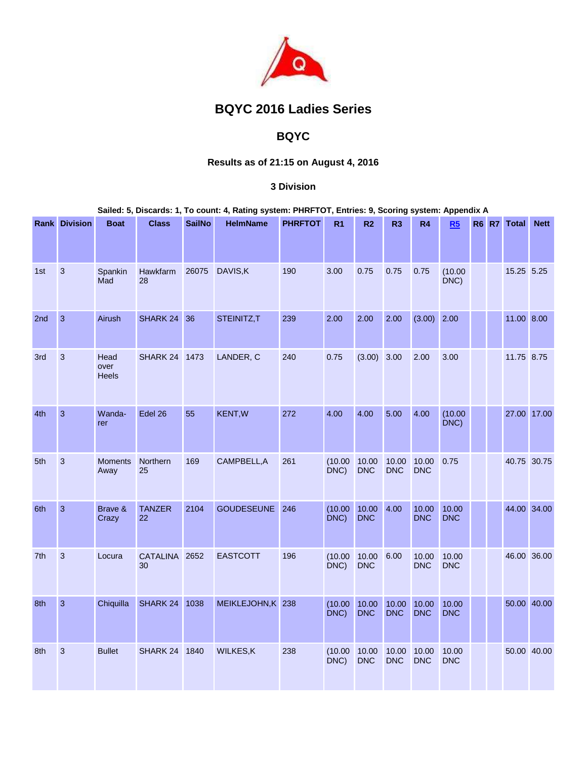# BQYC 2016 Ladies Series

## BQYC

### Results as of 21:15 on August 4, 2016

#### 3 Division

**Sailed: 5, Discards: 1, To count: 4, Rating system: PHRFTOT, Entries: 9, Scoring system: Appendix A**

| Rank | Division | Boat | Class | SailNo | HelmName | PHRFTOT | R1 | R2 | R3 | R4 | R5 | R6 | R7 | Total | Nett |
|---|---|---|---|---|---|---|---|---|---|---|---|---|---|---|---|
| 1st | 3 | Spankin Mad | Hawkfarm 28 | 26075 | DAVIS,K | 190 | 3.00 | 0.75 | 0.75 | 0.75 | (10.00 DNC) | | | 15.25 | 5.25 |
| 2nd | 3 | Airush | SHARK 24 | 36 | STEINITZ,T | 239 | 2.00 | 2.00 | 2.00 | (3.00) | 2.00 | | | 11.00 | 8.00 |
| 3rd | 3 | Head over Heels | SHARK 24 | 1473 | LANDER, C | 240 | 0.75 | (3.00) | 3.00 | 2.00 | 3.00 | | | 11.75 | 8.75 |
| 4th | 3 | Wanda-rer | Edel 26 | 55 | KENT,W | 272 | 4.00 | 4.00 | 5.00 | 4.00 | (10.00 DNC) | | | 27.00 | 17.00 |
| 5th | 3 | Moments Away | Northern 25 | 169 | CAMPBELL,A | 261 | (10.00 DNC) | 10.00 DNC | 10.00 DNC | 10.00 DNC | 0.75 | | | 40.75 | 30.75 |
| 6th | 3 | Brave & Crazy | TANZER 22 | 2104 | GOUDESEUNE | 246 | (10.00 DNC) | 10.00 DNC | 4.00 | 10.00 DNC | 10.00 DNC | | | 44.00 | 34.00 |
| 7th | 3 | Locura | CATALINA 30 | 2652 | EASTCOTT | 196 | (10.00 DNC) | 10.00 DNC | 6.00 | 10.00 DNC | 10.00 DNC | | | 46.00 | 36.00 |
| 8th | 3 | Chiquilla | SHARK 24 | 1038 | MEIKLEJOHN,K | 238 | (10.00 DNC) | 10.00 DNC | 10.00 DNC | 10.00 DNC | 10.00 DNC | | | 50.00 | 40.00 |
| 8th | 3 | Bullet | SHARK 24 | 1840 | WILKES,K | 238 | (10.00 DNC) | 10.00 DNC | 10.00 DNC | 10.00 DNC | 10.00 DNC | | | 50.00 | 40.00 |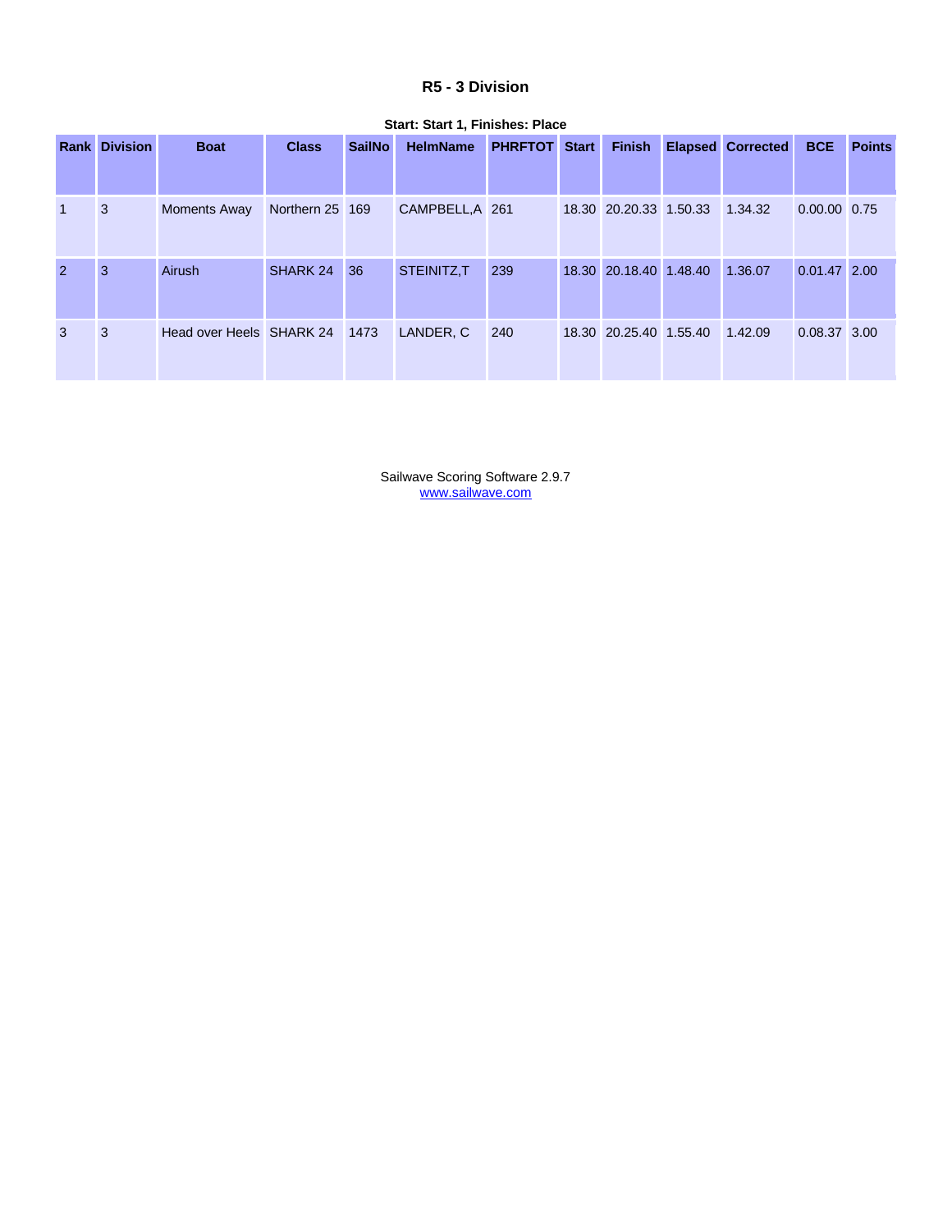### R5 - 3 Division

**Start: Start 1, Finishes: Place**

| Rank | Division | Boat | Class | SailNo | HelmName | PHRFTOT | Start | Finish | Elapsed | Corrected | BCE | Points |
|---|---|---|---|---|---|---|---|---|---|---|---|---|
| 1 | 3 | Moments Away | Northern 25 | 169 | CAMPBELL,A | 261 | 18.30 | 20.20.33 | 1.50.33 | 1.34.32 | 0.00.00 | 0.75 |
| 2 | 3 | Airush | SHARK 24 | 36 | STEINITZ,T | 239 | 18.30 | 20.18.40 | 1.48.40 | 1.36.07 | 0.01.47 | 2.00 |
| 3 | 3 | Head over Heels | SHARK 24 | 1473 | LANDER, C | 240 | 18.30 | 20.25.40 | 1.55.40 | 1.42.09 | 0.08.37 | 3.00 |

Sailwave Scoring Software 2.9.7
www.sailwave.com